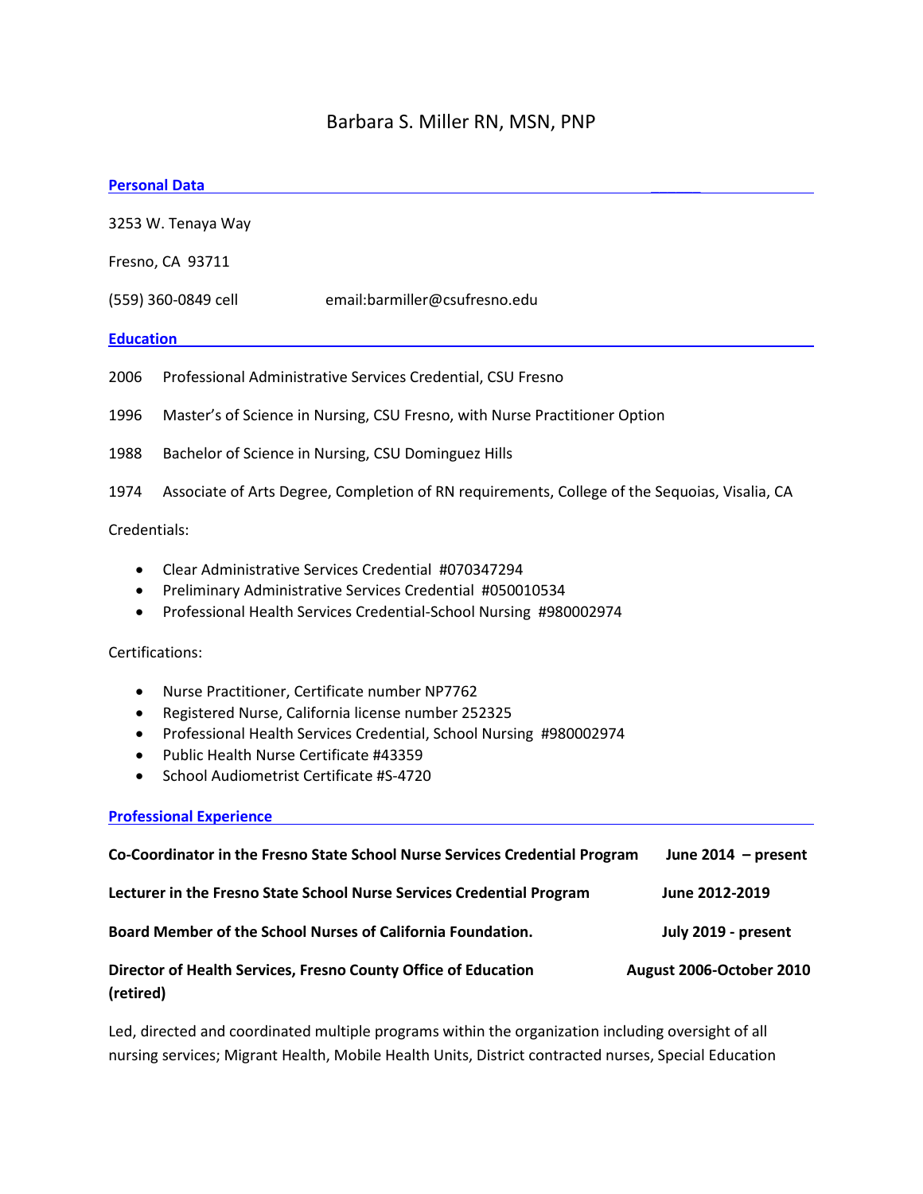# Barbara S. Miller RN, MSN, PNP

## Personal Data

3253 W. Tenaya Way

Fresno, CA 93711

(559) 360-0849 cell email:barmiller@csufresno.edu

## Education

2006 Professional Administrative Services Credential, CSU Fresno

1996 Master's of Science in Nursing, CSU Fresno, with Nurse Practitioner Option

1988 Bachelor of Science in Nursing, CSU Dominguez Hills

1974 Associate of Arts Degree, Completion of RN requirements, College of the Sequoias, Visalia, CA

Credentials:

- Clear Administrative Services Credential #070347294
- Preliminary Administrative Services Credential #050010534
- Professional Health Services Credential-School Nursing #980002974

Certifications:

- Nurse Practitioner, Certificate number NP7762
- Registered Nurse, California license number 252325
- Professional Health Services Credential, School Nursing #980002974
- Public Health Nurse Certificate #43359
- School Audiometrist Certificate #S-4720

## Professional Experience

**Co-Coordinator in the Fresno State School Nurse Services Credential Program** **June 2014 – present**

**Lecturer in the Fresno State School Nurse Services Credential Program** **June 2012-2019**

**Board Member of the School Nurses of California Foundation.** **July 2019 - present**

**Director of Health Services, Fresno County Office of Education (retired)** **August 2006-October 2010**

Led, directed and coordinated multiple programs within the organization including oversight of all nursing services; Migrant Health, Mobile Health Units, District contracted nurses, Special Education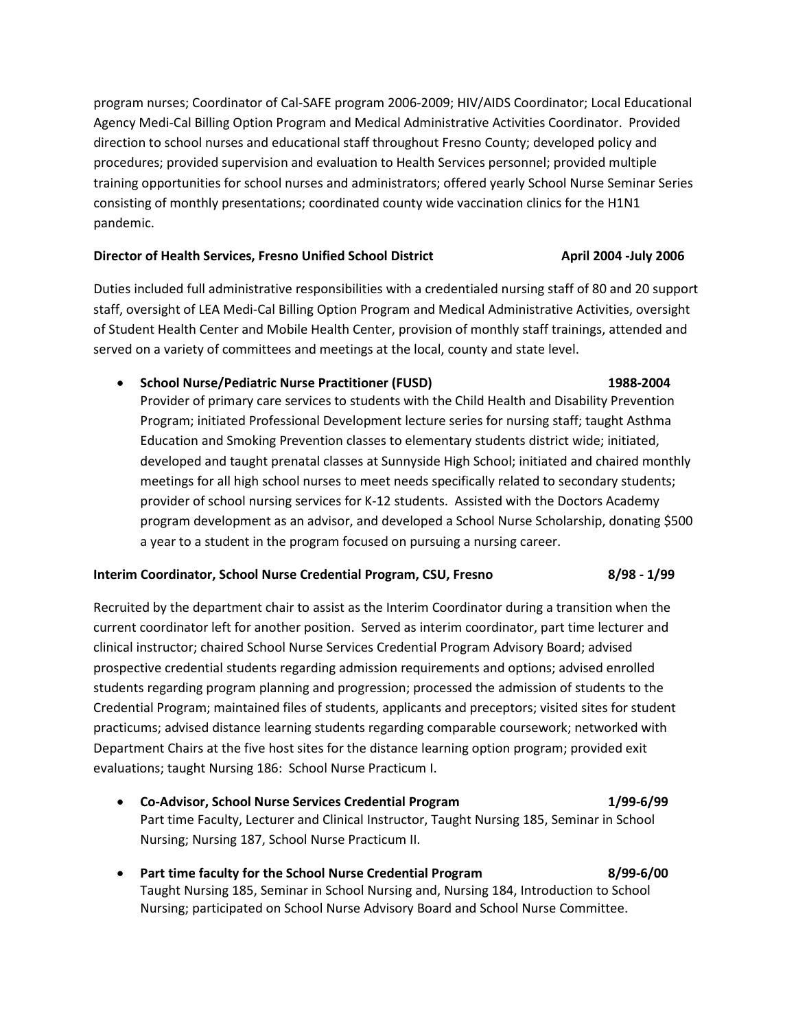program nurses; Coordinator of Cal-SAFE program 2006-2009; HIV/AIDS Coordinator; Local Educational Agency Medi-Cal Billing Option Program and Medical Administrative Activities Coordinator. Provided direction to school nurses and educational staff throughout Fresno County; developed policy and procedures; provided supervision and evaluation to Health Services personnel; provided multiple training opportunities for school nurses and administrators; offered yearly School Nurse Seminar Series consisting of monthly presentations; coordinated county wide vaccination clinics for the H1N1 pandemic.

**Director of Health Services, Fresno Unified School District** **April 2004 -July 2006**

Duties included full administrative responsibilities with a credentialed nursing staff of 80 and 20 support staff, oversight of LEA Medi-Cal Billing Option Program and Medical Administrative Activities, oversight of Student Health Center and Mobile Health Center, provision of monthly staff trainings, attended and served on a variety of committees and meetings at the local, county and state level.

- **School Nurse/Pediatric Nurse Practitioner (FUSD)** **1988-2004**
  Provider of primary care services to students with the Child Health and Disability Prevention Program; initiated Professional Development lecture series for nursing staff; taught Asthma Education and Smoking Prevention classes to elementary students district wide; initiated, developed and taught prenatal classes at Sunnyside High School; initiated and chaired monthly meetings for all high school nurses to meet needs specifically related to secondary students; provider of school nursing services for K-12 students. Assisted with the Doctors Academy program development as an advisor, and developed a School Nurse Scholarship, donating $500 a year to a student in the program focused on pursuing a nursing career.

**Interim Coordinator, School Nurse Credential Program, CSU, Fresno** **8/98 - 1/99**

Recruited by the department chair to assist as the Interim Coordinator during a transition when the current coordinator left for another position. Served as interim coordinator, part time lecturer and clinical instructor; chaired School Nurse Services Credential Program Advisory Board; advised prospective credential students regarding admission requirements and options; advised enrolled students regarding program planning and progression; processed the admission of students to the Credential Program; maintained files of students, applicants and preceptors; visited sites for student practicums; advised distance learning students regarding comparable coursework; networked with Department Chairs at the five host sites for the distance learning option program; provided exit evaluations; taught Nursing 186: School Nurse Practicum I.

- **Co-Advisor, School Nurse Services Credential Program** **1/99-6/99**
  Part time Faculty, Lecturer and Clinical Instructor, Taught Nursing 185, Seminar in School Nursing; Nursing 187, School Nurse Practicum II.

- **Part time faculty for the School Nurse Credential Program** **8/99-6/00**
  Taught Nursing 185, Seminar in School Nursing and, Nursing 184, Introduction to School Nursing; participated on School Nurse Advisory Board and School Nurse Committee.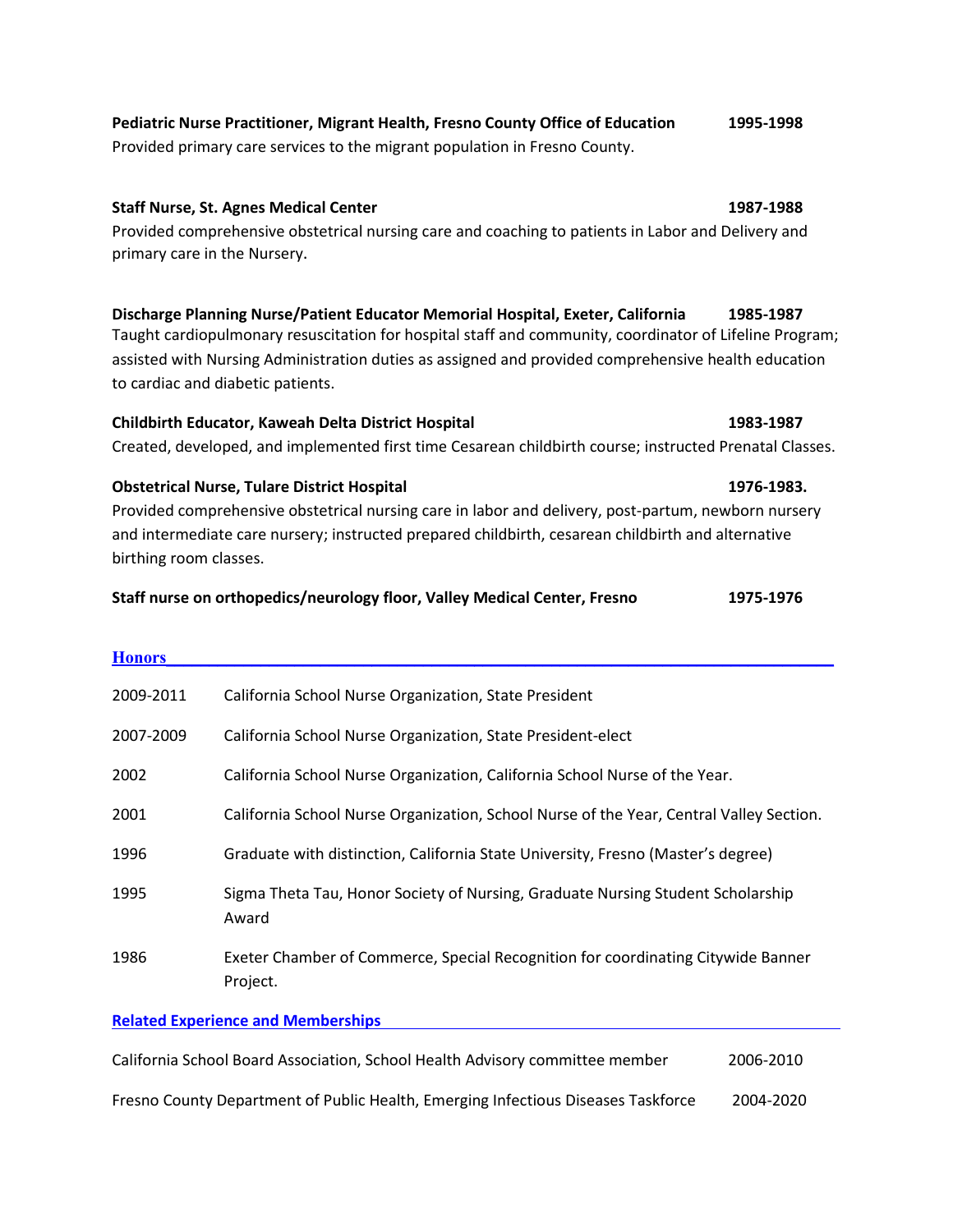**Pediatric Nurse Practitioner, Migrant Health, Fresno County Office of Education** **1995-1998**
Provided primary care services to the migrant population in Fresno County.

**Staff Nurse, St. Agnes Medical Center** **1987-1988**
Provided comprehensive obstetrical nursing care and coaching to patients in Labor and Delivery and primary care in the Nursery.

**Discharge Planning Nurse/Patient Educator Memorial Hospital, Exeter, California** **1985-1987**
Taught cardiopulmonary resuscitation for hospital staff and community, coordinator of Lifeline Program; assisted with Nursing Administration duties as assigned and provided comprehensive health education to cardiac and diabetic patients.

**Childbirth Educator, Kaweah Delta District Hospital** **1983-1987**
Created, developed, and implemented first time Cesarean childbirth course; instructed Prenatal Classes.

**Obstetrical Nurse, Tulare District Hospital** **1976-1983.**
Provided comprehensive obstetrical nursing care in labor and delivery, post-partum, newborn nursery and intermediate care nursery; instructed prepared childbirth, cesarean childbirth and alternative birthing room classes.

**Staff nurse on orthopedics/neurology floor, Valley Medical Center, Fresno** **1975-1976**

## Honors

| | |
|---|---|
| 2009-2011 | California School Nurse Organization, State President |
| 2007-2009 | California School Nurse Organization, State President-elect |
| 2002 | California School Nurse Organization, California School Nurse of the Year. |
| 2001 | California School Nurse Organization, School Nurse of the Year, Central Valley Section. |
| 1996 | Graduate with distinction, California State University, Fresno (Master's degree) |
| 1995 | Sigma Theta Tau, Honor Society of Nursing, Graduate Nursing Student Scholarship Award |
| 1986 | Exeter Chamber of Commerce, Special Recognition for coordinating Citywide Banner Project. |

## Related Experience and Memberships

California School Board Association, School Health Advisory committee member 2006-2010

Fresno County Department of Public Health, Emerging Infectious Diseases Taskforce 2004-2020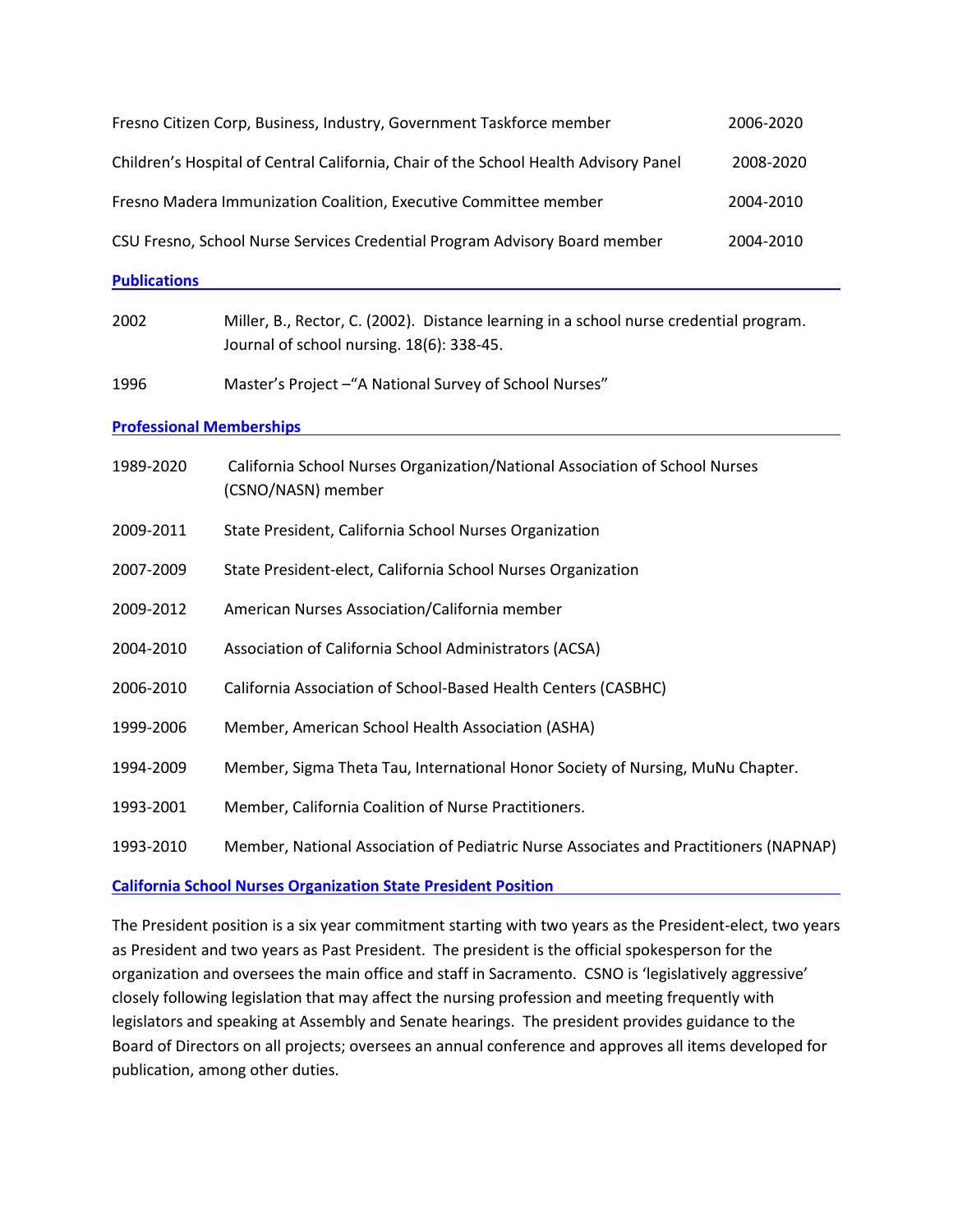| | |
|---|---|
| Fresno Citizen Corp, Business, Industry, Government Taskforce member | 2006-2020 |
| Children's Hospital of Central California, Chair of the School Health Advisory Panel | 2008-2020 |
| Fresno Madera Immunization Coalition, Executive Committee member | 2004-2010 |
| CSU Fresno, School Nurse Services Credential Program Advisory Board member | 2004-2010 |

## Publications

| | |
|---|---|
| 2002 | Miller, B., Rector, C. (2002). Distance learning in a school nurse credential program. Journal of school nursing. 18(6): 338-45. |
| 1996 | Master's Project –"A National Survey of School Nurses" |

## Professional Memberships

| | |
|---|---|
| 1989-2020 | California School Nurses Organization/National Association of School Nurses (CSNO/NASN) member |
| 2009-2011 | State President, California School Nurses Organization |
| 2007-2009 | State President-elect, California School Nurses Organization |
| 2009-2012 | American Nurses Association/California member |
| 2004-2010 | Association of California School Administrators (ACSA) |
| 2006-2010 | California Association of School-Based Health Centers (CASBHC) |
| 1999-2006 | Member, American School Health Association (ASHA) |
| 1994-2009 | Member, Sigma Theta Tau, International Honor Society of Nursing, MuNu Chapter. |
| 1993-2001 | Member, California Coalition of Nurse Practitioners. |
| 1993-2010 | Member, National Association of Pediatric Nurse Associates and Practitioners (NAPNAP) |

## California School Nurses Organization State President Position

The President position is a six year commitment starting with two years as the President-elect, two years as President and two years as Past President. The president is the official spokesperson for the organization and oversees the main office and staff in Sacramento. CSNO is 'legislatively aggressive' closely following legislation that may affect the nursing profession and meeting frequently with legislators and speaking at Assembly and Senate hearings. The president provides guidance to the Board of Directors on all projects; oversees an annual conference and approves all items developed for publication, among other duties.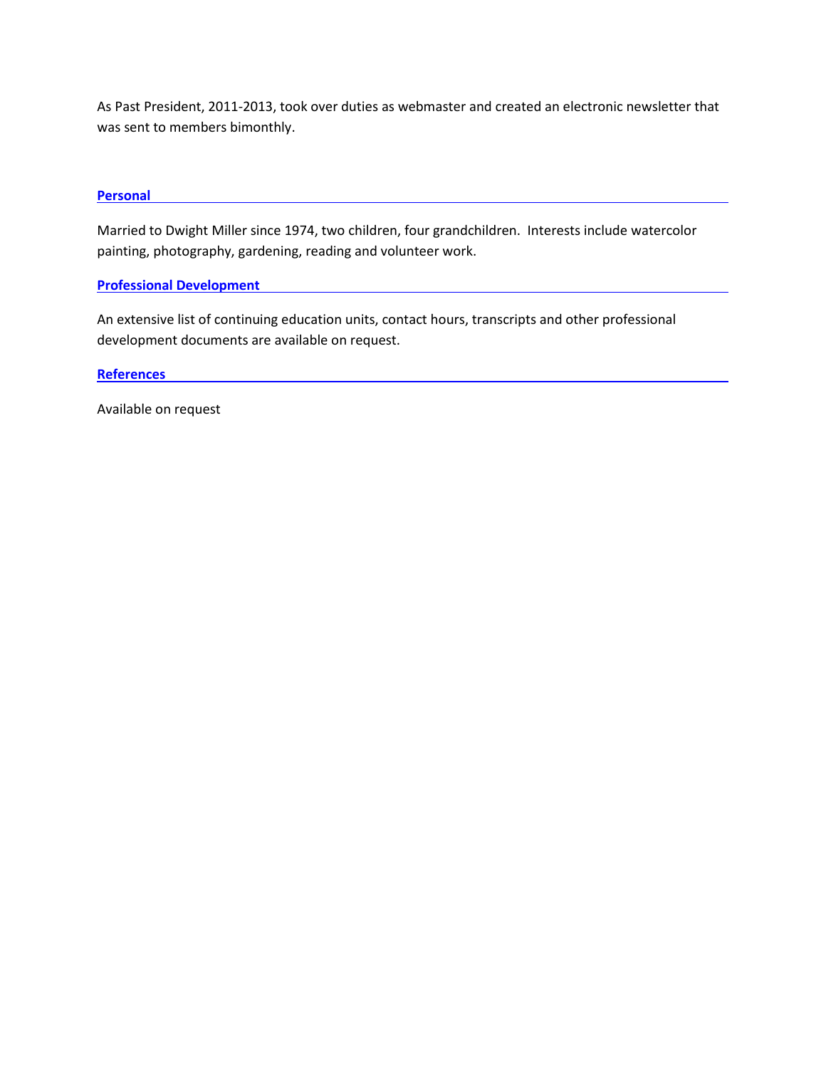As Past President, 2011-2013, took over duties as webmaster and created an electronic newsletter that was sent to members bimonthly.

## Personal

Married to Dwight Miller since 1974, two children, four grandchildren. Interests include watercolor painting, photography, gardening, reading and volunteer work.

## Professional Development

An extensive list of continuing education units, contact hours, transcripts and other professional development documents are available on request.

## References

Available on request